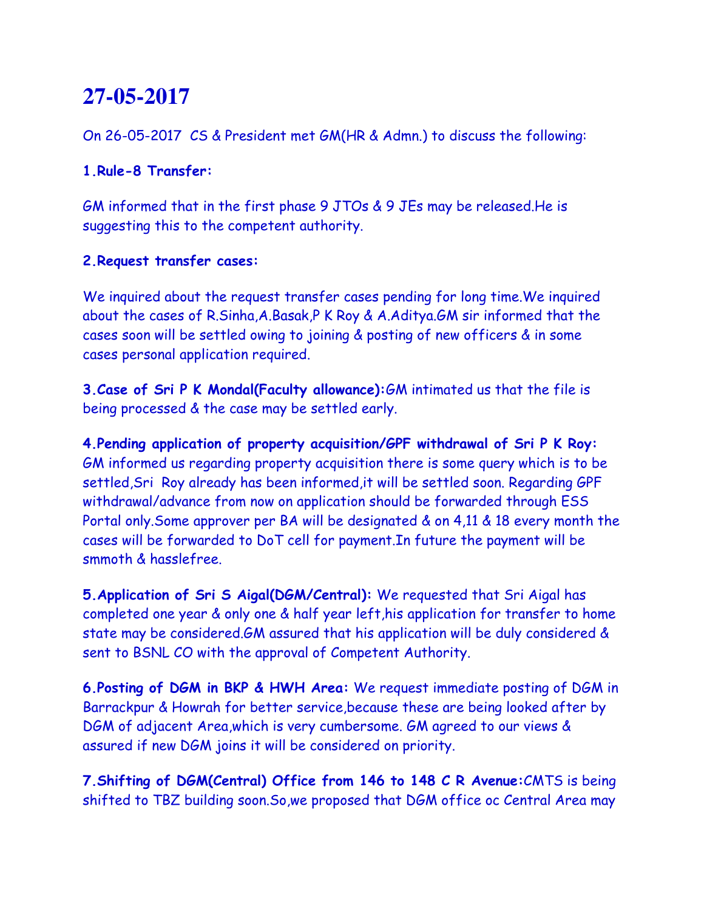# 27-05-2017

On 26-05-2017 CS & President met GM(HR & Admn.) to discuss the following:

**1.Rule-8 Transfer:**

GM informed that in the first phase 9 JTOs & 9 JEs may be released.He is suggesting this to the competent authority.

**2.Request transfer cases:**

We inquired about the request transfer cases pending for long time.We inquired about the cases of R.Sinha,A.Basak,P K Roy & A.Aditya.GM sir informed that the cases soon will be settled owing to joining & posting of new officers & in some cases personal application required.

**3.Case of Sri P K Mondal(Faculty allowance):**GM intimated us that the file is being processed & the case may be settled early.

**4.Pending application of property acquisition/GPF withdrawal of Sri P K Roy:** GM informed us regarding property acquisition there is some query which is to be settled,Sri Roy already has been informed,it will be settled soon. Regarding GPF withdrawal/advance from now on application should be forwarded through ESS Portal only.Some approver per BA will be designated & on 4,11 & 18 every month the cases will be forwarded to DoT cell for payment.In future the payment will be smmoth & hasslefree.

**5.Application of Sri S Aigal(DGM/Central):** We requested that Sri Aigal has completed one year & only one & half year left,his application for transfer to home state may be considered.GM assured that his application will be duly considered & sent to BSNL CO with the approval of Competent Authority.

**6.Posting of DGM in BKP & HWH Area:** We request immediate posting of DGM in Barrackpur & Howrah for better service,because these are being looked after by DGM of adjacent Area,which is very cumbersome. GM agreed to our views & assured if new DGM joins it will be considered on priority.

**7.Shifting of DGM(Central) Office from 146 to 148 C R Avenue:**CMTS is being shifted to TBZ building soon.So,we proposed that DGM office oc Central Area may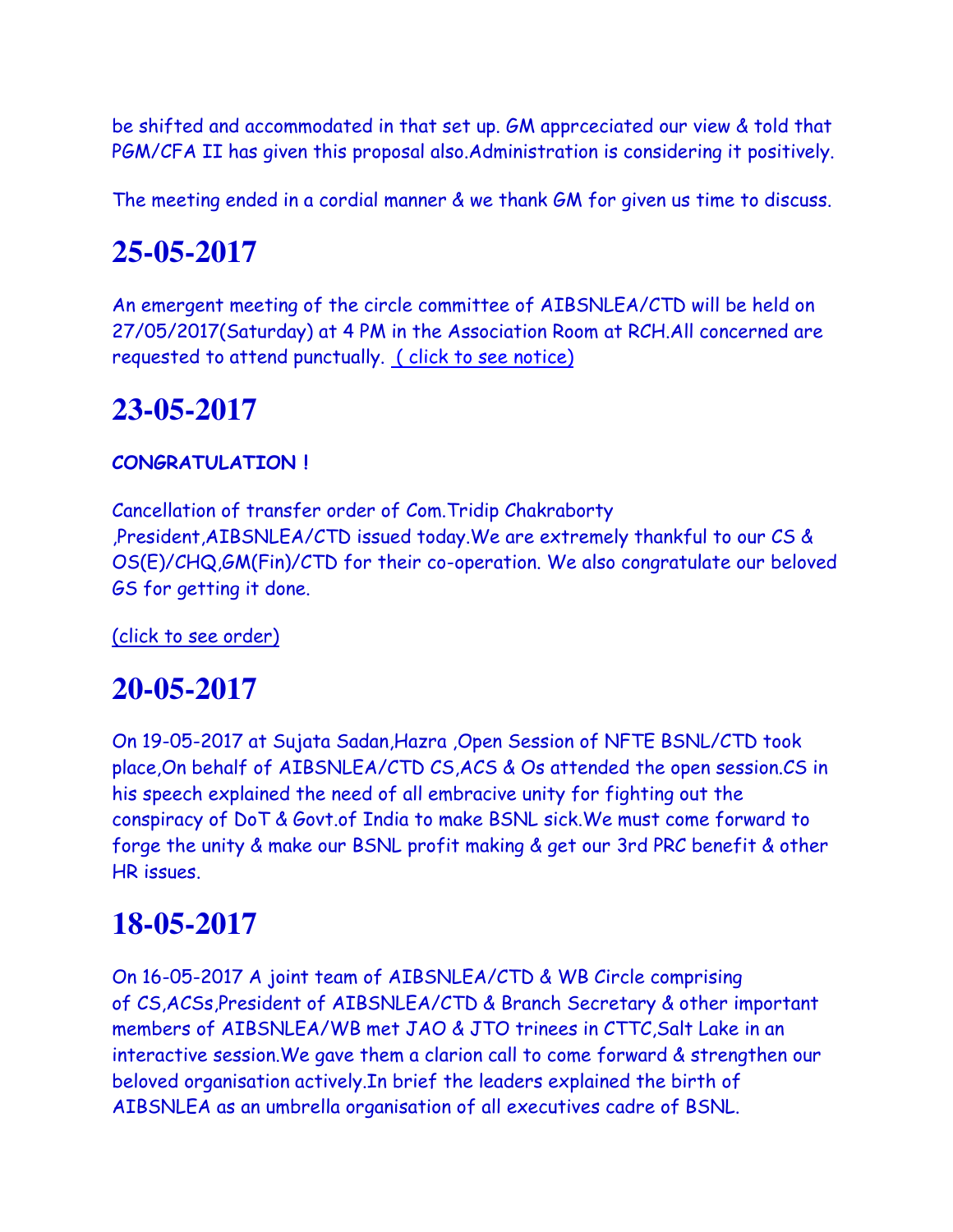be shifted and accommodated in that set up. GM apprceciated our view & told that PGM/CFA II has given this proposal also.Administration is considering it positively.

The meeting ended in a cordial manner & we thank GM for given us time to discuss.

# 25-05-2017

An emergent meeting of the circle committee of AIBSNLEA/CTD will be held on 27/05/2017(Saturday) at 4 PM in the Association Room at RCH.All concerned are requested to attend punctually. ( click to see notice)

# 23-05-2017

**CONGRATULATION !**

Cancellation of transfer order of Com.Tridip Chakraborty ,President,AIBSNLEA/CTD issued today.We are extremely thankful to our CS & OS(E)/CHQ,GM(Fin)/CTD for their co-operation. We also congratulate our beloved GS for getting it done.

(click to see order)

# 20-05-2017

On 19-05-2017 at Sujata Sadan,Hazra ,Open Session of NFTE BSNL/CTD took place,On behalf of AIBSNLEA/CTD CS,ACS & Os attended the open session.CS in his speech explained the need of all embracive unity for fighting out the conspiracy of DoT & Govt.of India to make BSNL sick.We must come forward to forge the unity & make our BSNL profit making & get our 3rd PRC benefit & other HR issues.

# 18-05-2017

On 16-05-2017 A joint team of AIBSNLEA/CTD & WB Circle comprising of CS,ACSs,President of AIBSNLEA/CTD & Branch Secretary & other important members of AIBSNLEA/WB met JAO & JTO trinees in CTTC,Salt Lake in an interactive session.We gave them a clarion call to come forward & strengthen our beloved organisation actively.In brief the leaders explained the birth of AIBSNLEA as an umbrella organisation of all executives cadre of BSNL.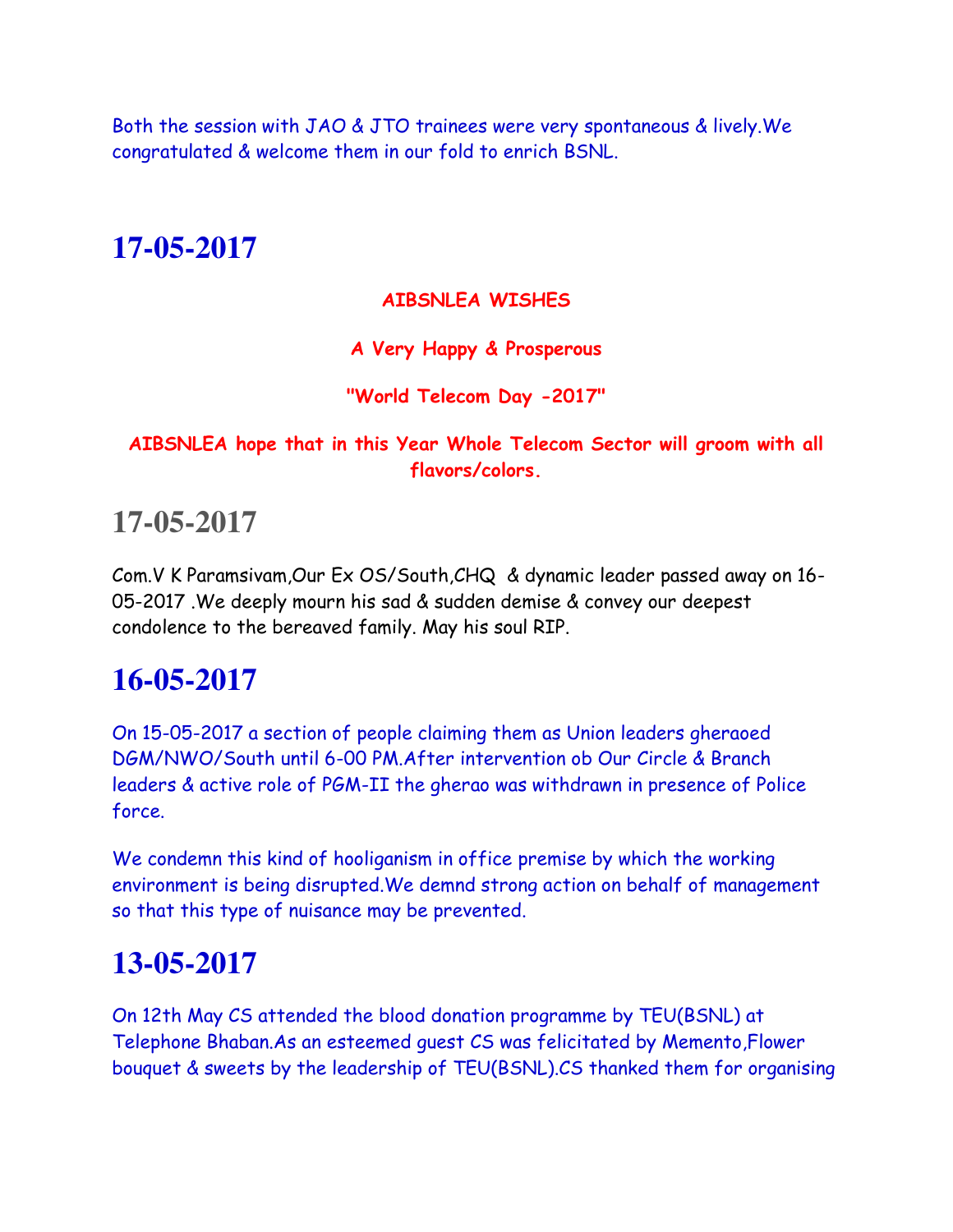Both the session with JAO & JTO trainees were very spontaneous & lively.We congratulated & welcome them in our fold to enrich BSNL.

# 17-05-2017

**AIBSNLEA WISHES**

**A Very Happy & Prosperous**

**"World Telecom Day -2017"**

**AIBSNLEA hope that in this Year Whole Telecom Sector will groom with all flavors/colors.**

# 17-05-2017

Com.V K Paramsivam,Our Ex OS/South,CHQ & dynamic leader passed away on 16-05-2017 .We deeply mourn his sad & sudden demise & convey our deepest condolence to the bereaved family. May his soul RIP.

# 16-05-2017

On 15-05-2017 a section of people claiming them as Union leaders gheraoed DGM/NWO/South until 6-00 PM.After intervention ob Our Circle & Branch leaders & active role of PGM-II the gherao was withdrawn in presence of Police force.

We condemn this kind of hooliganism in office premise by which the working environment is being disrupted.We demnd strong action on behalf of management so that this type of nuisance may be prevented.

# 13-05-2017

On 12th May CS attended the blood donation programme by TEU(BSNL) at Telephone Bhaban.As an esteemed guest CS was felicitated by Memento,Flower bouquet & sweets by the leadership of TEU(BSNL).CS thanked them for organising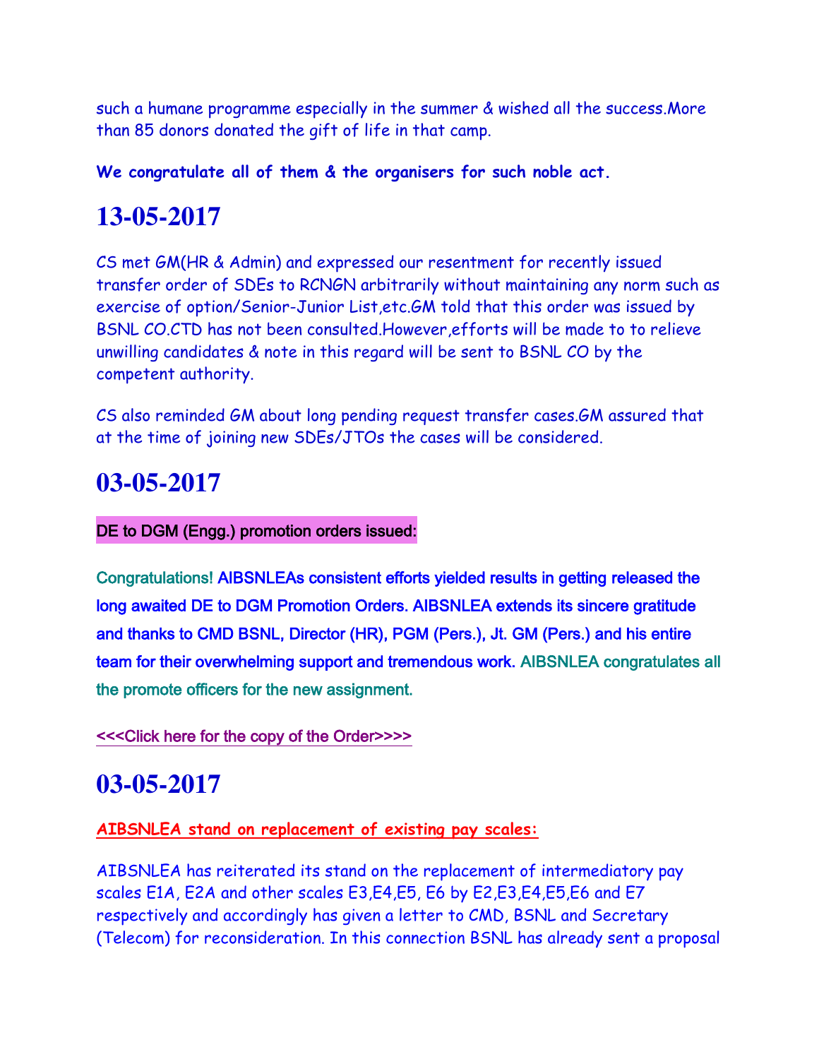such a humane programme especially in the summer & wished all the success.More than 85 donors donated the gift of life in that camp.

**We congratulate all of them & the organisers for such noble act.**

# 13-05-2017

CS met GM(HR & Admin) and expressed our resentment for recently issued transfer order of SDEs to RCNGN arbitrarily without maintaining any norm such as exercise of option/Senior-Junior List,etc.GM told that this order was issued by BSNL CO.CTD has not been consulted.However,efforts will be made to to relieve unwilling candidates & note in this regard will be sent to BSNL CO by the competent authority.

CS also reminded GM about long pending request transfer cases.GM assured that at the time of joining new SDEs/JTOs the cases will be considered.

# 03-05-2017

DE to DGM (Engg.) promotion orders issued:

Congratulations! **AIBSNLEAs consistent efforts yielded results in getting released the long awaited DE to DGM Promotion Orders. AIBSNLEA extends its sincere gratitude and thanks to CMD BSNL, Director (HR), PGM (Pers.), Jt. GM (Pers.) and his entire team for their overwhelming support and tremendous work.** AIBSNLEA congratulates all the promote officers for the new assignment.

<<<Click here for the copy of the Order>>>>

# 03-05-2017

**AIBSNLEA stand on replacement of existing pay scales:**

AIBSNLEA has reiterated its stand on the replacement of intermediatory pay scales E1A, E2A and other scales E3,E4,E5, E6 by E2,E3,E4,E5,E6 and E7 respectively and accordingly has given a letter to CMD, BSNL and Secretary (Telecom) for reconsideration. In this connection BSNL has already sent a proposal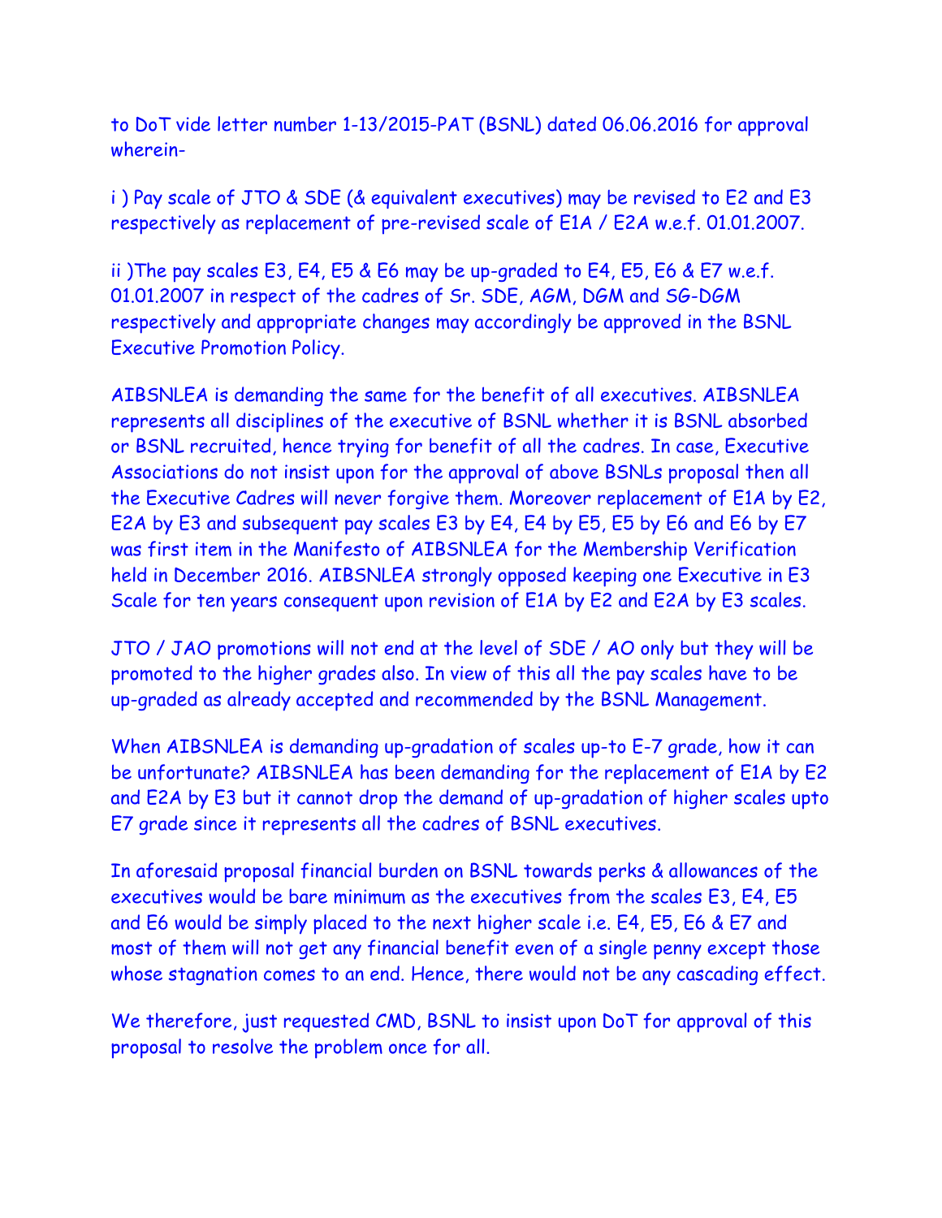to DoT vide letter number 1-13/2015-PAT (BSNL) dated 06.06.2016 for approval wherein-

i ) Pay scale of JTO & SDE (& equivalent executives) may be revised to E2 and E3 respectively as replacement of pre-revised scale of E1A / E2A w.e.f. 01.01.2007.

ii )The pay scales E3, E4, E5 & E6 may be up-graded to E4, E5, E6 & E7 w.e.f. 01.01.2007 in respect of the cadres of Sr. SDE, AGM, DGM and SG-DGM respectively and appropriate changes may accordingly be approved in the BSNL Executive Promotion Policy.

AIBSNLEA is demanding the same for the benefit of all executives. AIBSNLEA represents all disciplines of the executive of BSNL whether it is BSNL absorbed or BSNL recruited, hence trying for benefit of all the cadres. In case, Executive Associations do not insist upon for the approval of above BSNLs proposal then all the Executive Cadres will never forgive them. Moreover replacement of E1A by E2, E2A by E3 and subsequent pay scales E3 by E4, E4 by E5, E5 by E6 and E6 by E7 was first item in the Manifesto of AIBSNLEA for the Membership Verification held in December 2016. AIBSNLEA strongly opposed keeping one Executive in E3 Scale for ten years consequent upon revision of E1A by E2 and E2A by E3 scales.

JTO / JAO promotions will not end at the level of SDE / AO only but they will be promoted to the higher grades also. In view of this all the pay scales have to be up-graded as already accepted and recommended by the BSNL Management.

When AIBSNLEA is demanding up-gradation of scales up-to E-7 grade, how it can be unfortunate? AIBSNLEA has been demanding for the replacement of E1A by E2 and E2A by E3 but it cannot drop the demand of up-gradation of higher scales upto E7 grade since it represents all the cadres of BSNL executives.

In aforesaid proposal financial burden on BSNL towards perks & allowances of the executives would be bare minimum as the executives from the scales E3, E4, E5 and E6 would be simply placed to the next higher scale i.e. E4, E5, E6 & E7 and most of them will not get any financial benefit even of a single penny except those whose stagnation comes to an end. Hence, there would not be any cascading effect.

We therefore, just requested CMD, BSNL to insist upon DoT for approval of this proposal to resolve the problem once for all.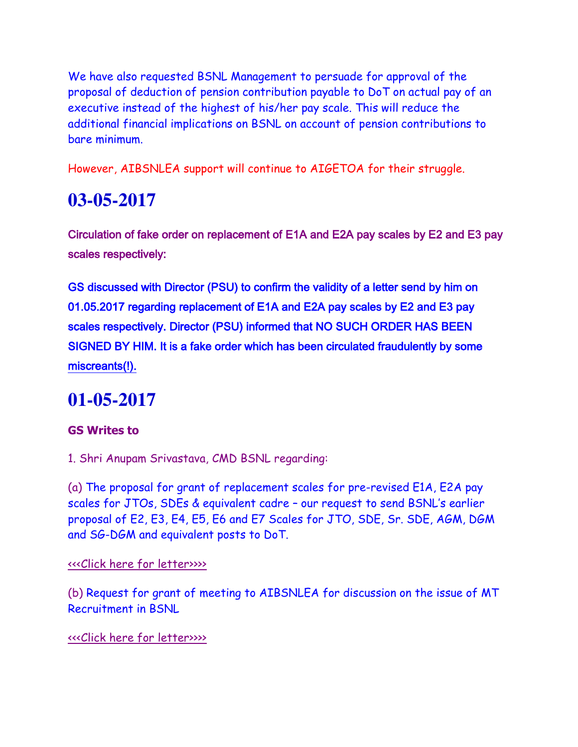We have also requested BSNL Management to persuade for approval of the proposal of deduction of pension contribution payable to DoT on actual pay of an executive instead of the highest of his/her pay scale. This will reduce the additional financial implications on BSNL on account of pension contributions to bare minimum.

However, AIBSNLEA support will continue to AIGETOA for their struggle.

# 03-05-2017

**Circulation of fake order on replacement of E1A and E2A pay scales by E2 and E3 pay scales respectively:**

**GS discussed with Director (PSU) to confirm the validity of a letter send by him on 01.05.2017 regarding replacement of E1A and E2A pay scales by E2 and E3 pay scales respectively. Director (PSU) informed that NO SUCH ORDER HAS BEEN SIGNED BY HIM. It is a fake order which has been circulated fraudulently by some miscreants(!).**

# 01-05-2017

**GS Writes to**

1. Shri Anupam Srivastava, CMD BSNL regarding:

(a) The proposal for grant of replacement scales for pre-revised E1A, E2A pay scales for JTOs, SDEs & equivalent cadre – our request to send BSNL's earlier proposal of E2, E3, E4, E5, E6 and E7 Scales for JTO, SDE, Sr. SDE, AGM, DGM and SG-DGM and equivalent posts to DoT.

<<<Click here for letter>>>>

(b) Request for grant of meeting to AIBSNLEA for discussion on the issue of MT Recruitment in BSNL

<<<Click here for letter>>>>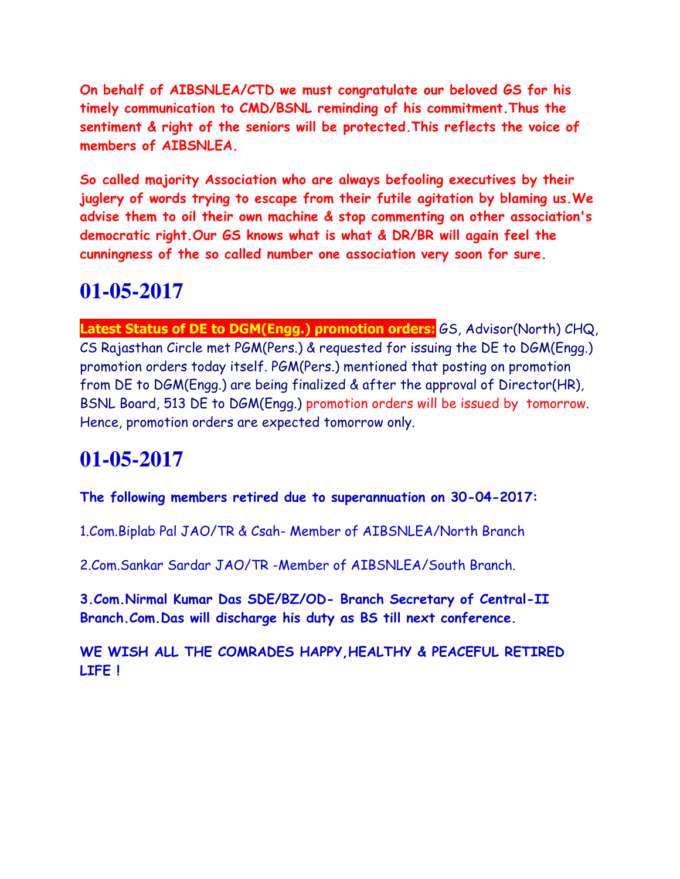**On behalf of AIBSNLEA/CTD we must congratulate our beloved GS for his timely communication to CMD/BSNL reminding of his commitment.Thus the sentiment & right of the seniors will be protected.This reflects the voice of members of AIBSNLEA.**

**So called majority Association who are always befooling executives by their juglery of words trying to escape from their futile agitation by blaming us.We advise them to oil their own machine & stop commenting on other association's democratic right.Our GS knows what is what & DR/BR will again feel the cunningness of the so called number one association very soon for sure.**

# 01-05-2017

**Latest Status of DE to DGM(Engg.) promotion orders:** GS, Advisor(North) CHQ, CS Rajasthan Circle met PGM(Pers.) & requested for issuing the DE to DGM(Engg.) promotion orders today itself. PGM(Pers.) mentioned that posting on promotion from DE to DGM(Engg.) are being finalized & after the approval of Director(HR), BSNL Board, 513 DE to DGM(Engg.) promotion orders will be issued by tomorrow. Hence, promotion orders are expected tomorrow only.

# 01-05-2017

**The following members retired due to superannuation on 30-04-2017:**

1.Com.Biplab Pal JAO/TR & Csah- Member of AIBSNLEA/North Branch

2.Com.Sankar Sardar JAO/TR -Member of AIBSNLEA/South Branch.

**3.Com.Nirmal Kumar Das SDE/BZ/OD- Branch Secretary of Central-II Branch.Com.Das will discharge his duty as BS till next conference.**

**WE WISH ALL THE COMRADES HAPPY,HEALTHY & PEACEFUL RETIRED LIFE !**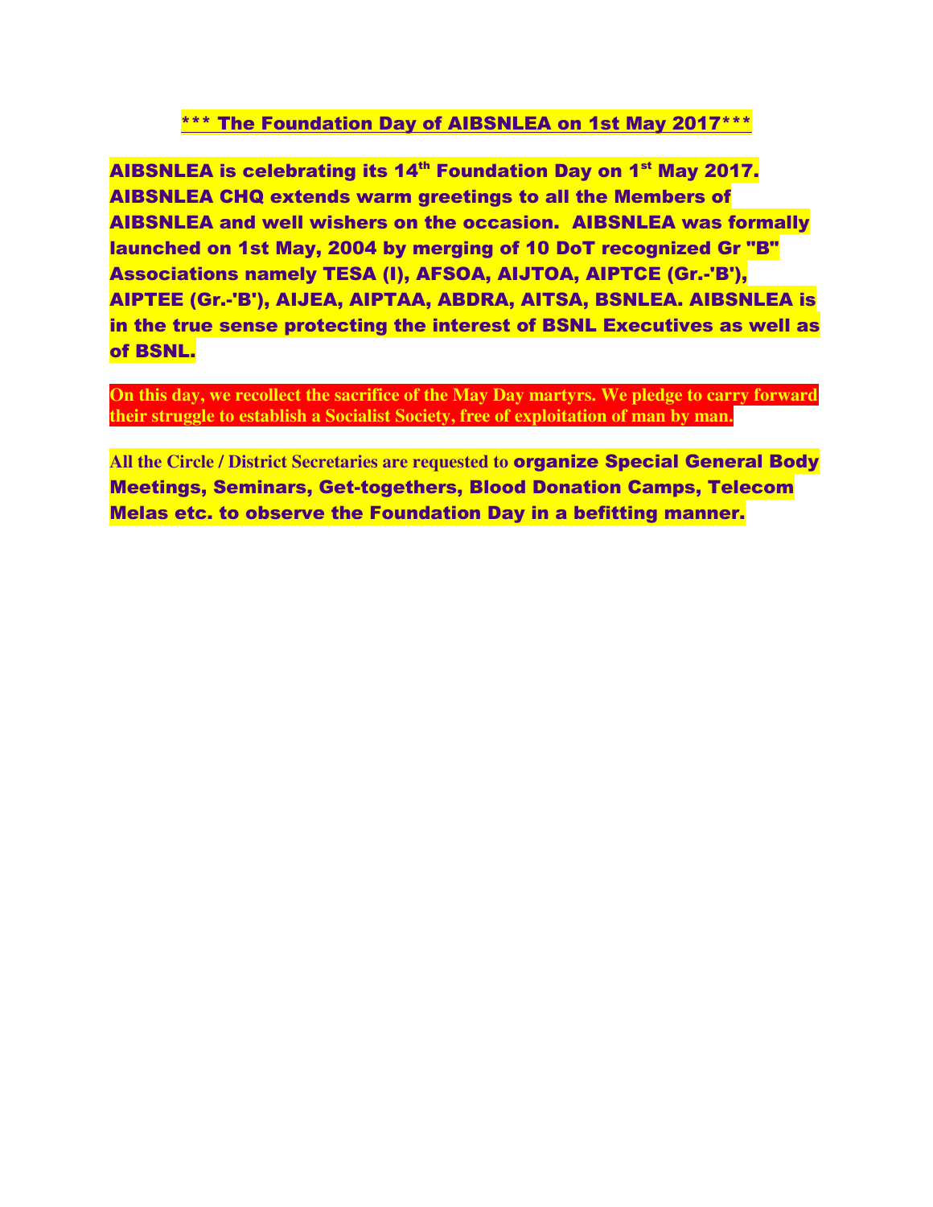## *** The Foundation Day of AIBSNLEA on 1st May 2017***

**AIBSNLEA is celebrating its 14th Foundation Day on 1st May 2017. AIBSNLEA CHQ extends warm greetings to all the Members of AIBSNLEA and well wishers on the occasion. AIBSNLEA was formally launched on 1st May, 2004 by merging of 10 DoT recognized Gr "B" Associations namely TESA (I), AFSOA, AIJTOA, AIPTCE (Gr.-'B'), AIPTEE (Gr.-'B'), AIJEA, AIPTAA, ABDRA, AITSA, BSNLEA. AIBSNLEA is in the true sense protecting the interest of BSNL Executives as well as of BSNL.**

**On this day, we recollect the sacrifice of the May Day martyrs. We pledge to carry forward their struggle to establish a Socialist Society, free of exploitation of man by man.**

**All the Circle / District Secretaries are requested to organize Special General Body Meetings, Seminars, Get-togethers, Blood Donation Camps, Telecom Melas etc. to observe the Foundation Day in a befitting manner.**